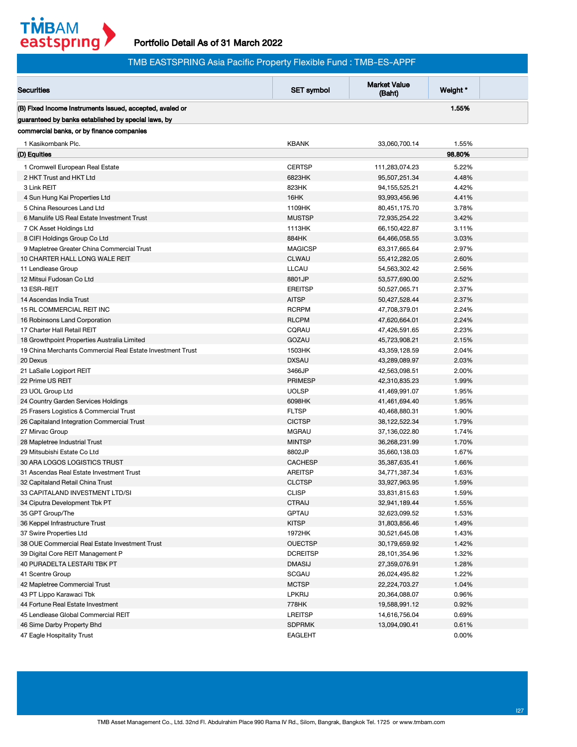Portfolio Detail As of 31 March 2022

## TMB EASTSPRING Asia Pacific Property Flexible Fund : TMB-ES-APPF

| Securities | SET symbol | Market Value (Baht) | Weight * |
|---|---|---|---|
| **(B) Fixed Income Instruments issued, accepted, avaled or guaranteed by banks established by special laws, by commercial banks, or by finance companies** | | | **1.55%** |
| 1 Kasikornbank Plc. | KBANK | 33,060,700.14 | 1.55% |
| **(D) Equities** | | | **98.80%** |
| 1 Cromwell European Real Estate | CERTSP | 111,283,074.23 | 5.22% |
| 2 HKT Trust and HKT Ltd | 6823HK | 95,507,251.34 | 4.48% |
| 3 Link REIT | 823HK | 94,155,525.21 | 4.42% |
| 4 Sun Hung Kai Properties Ltd | 16HK | 93,993,456.96 | 4.41% |
| 5 China Resources Land Ltd | 1109HK | 80,451,175.70 | 3.78% |
| 6 Manulife US Real Estate Investment Trust | MUSTSP | 72,935,254.22 | 3.42% |
| 7 CK Asset Holdings Ltd | 1113HK | 66,150,422.87 | 3.11% |
| 8 CIFI Holdings Group Co Ltd | 884HK | 64,466,058.55 | 3.03% |
| 9 Mapletree Greater China Commercial Trust | MAGICSP | 63,317,665.64 | 2.97% |
| 10 CHARTER HALL LONG WALE REIT | CLWAU | 55,412,282.05 | 2.60% |
| 11 Lendlease Group | LLCAU | 54,563,302.42 | 2.56% |
| 12 Mitsui Fudosan Co Ltd | 8801JP | 53,577,690.00 | 2.52% |
| 13 ESR-REIT | EREITSP | 50,527,065.71 | 2.37% |
| 14 Ascendas India Trust | AITSP | 50,427,528.44 | 2.37% |
| 15 RL COMMERCIAL REIT INC | RCRPM | 47,708,379.01 | 2.24% |
| 16 Robinsons Land Corporation | RLCPM | 47,620,664.01 | 2.24% |
| 17 Charter Hall Retail REIT | CQRAU | 47,426,591.65 | 2.23% |
| 18 Growthpoint Properties Australia Limited | GOZAU | 45,723,908.21 | 2.15% |
| 19 China Merchants Commercial Real Estate Investment Trust | 1503HK | 43,359,128.59 | 2.04% |
| 20 Dexus | DXSAU | 43,289,089.97 | 2.03% |
| 21 LaSalle Logiport REIT | 3466JP | 42,563,098.51 | 2.00% |
| 22 Prime US REIT | PRIMESP | 42,310,835.23 | 1.99% |
| 23 UOL Group Ltd | UOLSP | 41,469,991.07 | 1.95% |
| 24 Country Garden Services Holdings | 6098HK | 41,461,694.40 | 1.95% |
| 25 Frasers Logistics & Commercial Trust | FLTSP | 40,468,880.31 | 1.90% |
| 26 Capitaland Integration Commercial Trust | CICTSP | 38,122,522.34 | 1.79% |
| 27 Mirvac Group | MGRAU | 37,136,022.80 | 1.74% |
| 28 Mapletree Industrial Trust | MINTSP | 36,268,231.99 | 1.70% |
| 29 Mitsubishi Estate Co Ltd | 8802JP | 35,660,138.03 | 1.67% |
| 30 ARA LOGOS LOGISTICS TRUST | CACHESP | 35,387,635.41 | 1.66% |
| 31 Ascendas Real Estate Investment Trust | AREITSP | 34,771,387.34 | 1.63% |
| 32 Capitaland Retail China Trust | CLCTSP | 33,927,963.95 | 1.59% |
| 33 CAPITALAND INVESTMENT LTD/SI | CLISP | 33,831,815.63 | 1.59% |
| 34 Ciputra Development Tbk PT | CTRAIJ | 32,941,189.44 | 1.55% |
| 35 GPT Group/The | GPTAU | 32,623,099.52 | 1.53% |
| 36 Keppel Infrastructure Trust | KITSP | 31,803,856.46 | 1.49% |
| 37 Swire Properties Ltd | 1972HK | 30,521,645.08 | 1.43% |
| 38 OUE Commercial Real Estate Investment Trust | OUECTSP | 30,179,659.92 | 1.42% |
| 39 Digital Core REIT Management P | DCREITSP | 28,101,354.96 | 1.32% |
| 40 PURADELTA LESTARI TBK PT | DMASIJ | 27,359,076.91 | 1.28% |
| 41 Scentre Group | SCGAU | 26,024,495.82 | 1.22% |
| 42 Mapletree Commercial Trust | MCTSP | 22,224,703.27 | 1.04% |
| 43 PT Lippo Karawaci Tbk | LPKRIJ | 20,364,088.07 | 0.96% |
| 44 Fortune Real Estate Investment | 778HK | 19,588,991.12 | 0.92% |
| 45 Lendlease Global Commercial REIT | LREITSP | 14,616,756.04 | 0.69% |
| 46 Sime Darby Property Bhd | SDPRMK | 13,094,090.41 | 0.61% |
| 47 Eagle Hospitality Trust | EAGLEHT | | 0.00% |

TMB Asset Management Co., Ltd. 32nd Fl. Abdulrahim Place 990 Rama IV Rd., Silom, Bangrak, Bangkok Tel. 1725 or www.tmbam.com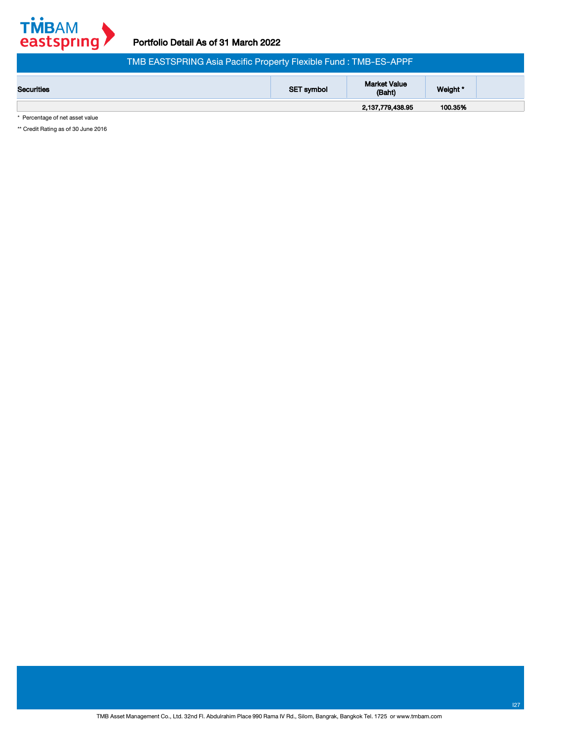## Portfolio Detail As of 31 March 2022

### TMB EASTSPRING Asia Pacific Property Flexible Fund : TMB-ES-APPF

| Securities | SET symbol | Market Value (Baht) | Weight * | |
|---|---|---|---|---|
| | | 2,137,779,438.95 | 100.35% | |

\* Percentage of net asset value

** Credit Rating as of 30 June 2016

TMB Asset Management Co., Ltd. 32nd Fl. Abdulrahim Place 990 Rama IV Rd., Silom, Bangrak, Bangkok Tel. 1725 or www.tmbam.com